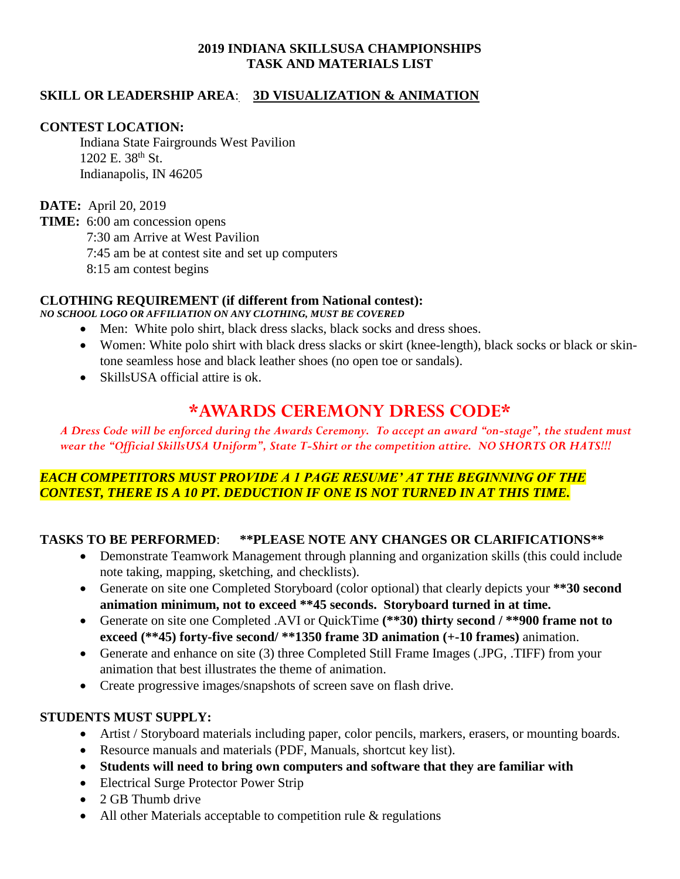**2019 INDIANA SKILLSUSA CHAMPIONSHIPS**
**TASK AND MATERIALS LIST**

**SKILL OR LEADERSHIP AREA**: **3D VISUALIZATION & ANIMATION**

**CONTEST LOCATION:**

Indiana State Fairgrounds West Pavilion
1202 E. 38th St.
Indianapolis, IN 46205

**DATE:** April 20, 2019

**TIME:** 6:00 am concession opens
7:30 am Arrive at West Pavilion
7:45 am be at contest site and set up computers
8:15 am contest begins

**CLOTHING REQUIREMENT (if different from National contest):**

***NO SCHOOL LOGO OR AFFILIATION ON ANY CLOTHING, MUST BE COVERED***

- Men: White polo shirt, black dress slacks, black socks and dress shoes.
- Women: White polo shirt with black dress slacks or skirt (knee-length), black socks or black or skin-tone seamless hose and black leather shoes (no open toe or sandals).
- SkillsUSA official attire is ok.

# *AWARDS CEREMONY DRESS CODE*

*A Dress Code will be enforced during the Awards Ceremony. To accept an award "on-stage", the student must wear the "Official SkillsUSA Uniform", State T-Shirt or the competition attire. NO SHORTS OR HATS!!!*

***EACH COMPETITORS MUST PROVIDE A 1 PAGE RESUME' AT THE BEGINNING OF THE CONTEST, THERE IS A 10 PT. DEDUCTION IF ONE IS NOT TURNED IN AT THIS TIME.***

**TASKS TO BE PERFORMED**: **\*\*PLEASE NOTE ANY CHANGES OR CLARIFICATIONS\*\***

- Demonstrate Teamwork Management through planning and organization skills (this could include note taking, mapping, sketching, and checklists).
- Generate on site one Completed Storyboard (color optional) that clearly depicts your **\*\*30 second animation minimum, not to exceed \*\*45 seconds. Storyboard turned in at time.**
- Generate on site one Completed .AVI or QuickTime **(\*\*30) thirty second / \*\*900 frame not to exceed (\*\*45) forty-five second/ \*\*1350 frame 3D animation (+-10 frames)** animation.
- Generate and enhance on site (3) three Completed Still Frame Images (.JPG, .TIFF) from your animation that best illustrates the theme of animation.
- Create progressive images/snapshots of screen save on flash drive.

**STUDENTS MUST SUPPLY:**

- Artist / Storyboard materials including paper, color pencils, markers, erasers, or mounting boards.
- Resource manuals and materials (PDF, Manuals, shortcut key list).
- **Students will need to bring own computers and software that they are familiar with**
- Electrical Surge Protector Power Strip
- 2 GB Thumb drive
- All other Materials acceptable to competition rule & regulations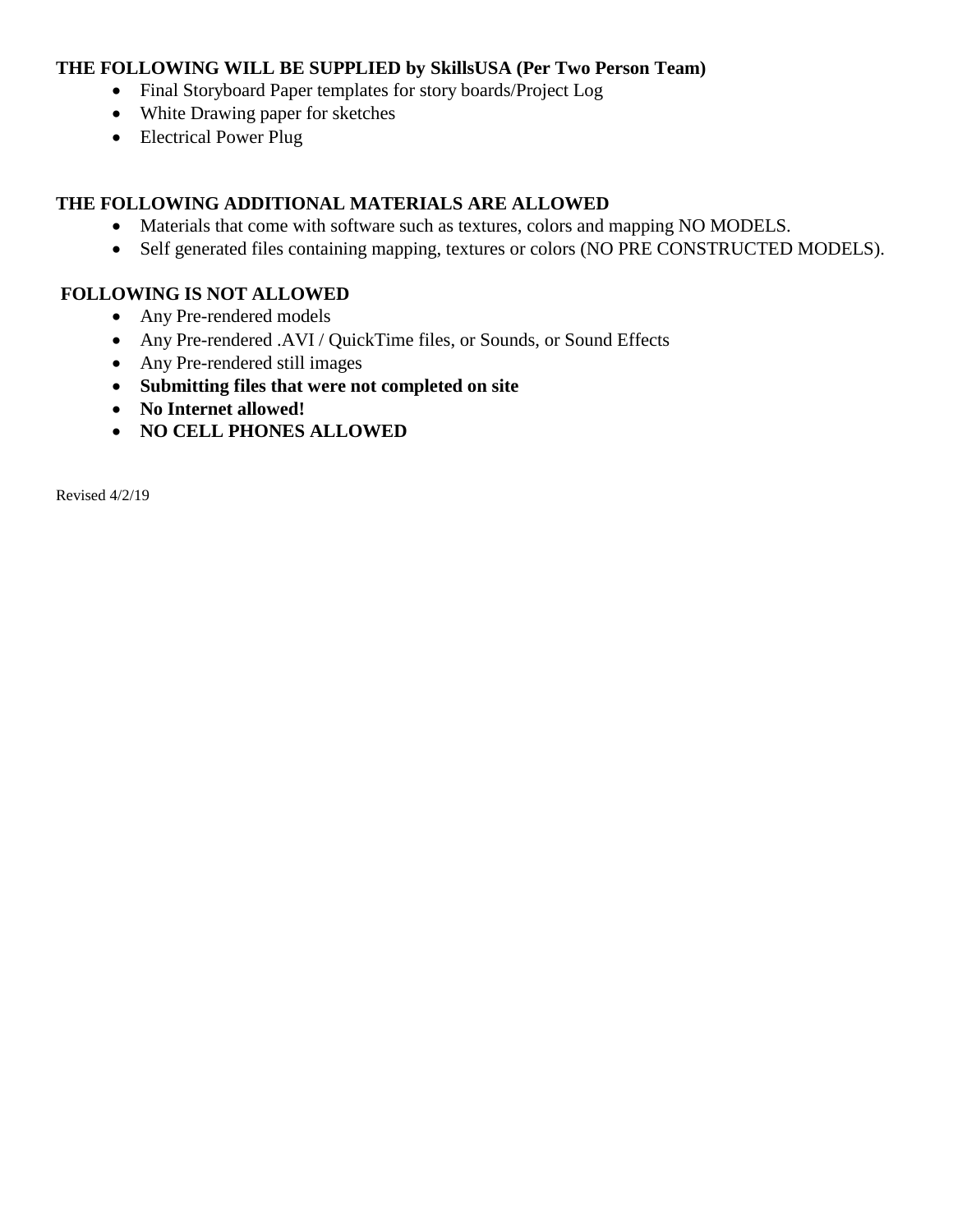**THE FOLLOWING WILL BE SUPPLIED by SkillsUSA (Per Two Person Team)**

- Final Storyboard Paper templates for story boards/Project Log
- White Drawing paper for sketches
- Electrical Power Plug

**THE FOLLOWING ADDITIONAL MATERIALS ARE ALLOWED**

- Materials that come with software such as textures, colors and mapping NO MODELS.
- Self generated files containing mapping, textures or colors (NO PRE CONSTRUCTED MODELS).

**FOLLOWING IS NOT ALLOWED**

- Any Pre-rendered models
- Any Pre-rendered .AVI / QuickTime files, or Sounds, or Sound Effects
- Any Pre-rendered still images
- **Submitting files that were not completed on site**
- **No Internet allowed!**
- **NO CELL PHONES ALLOWED**

Revised 4/2/19